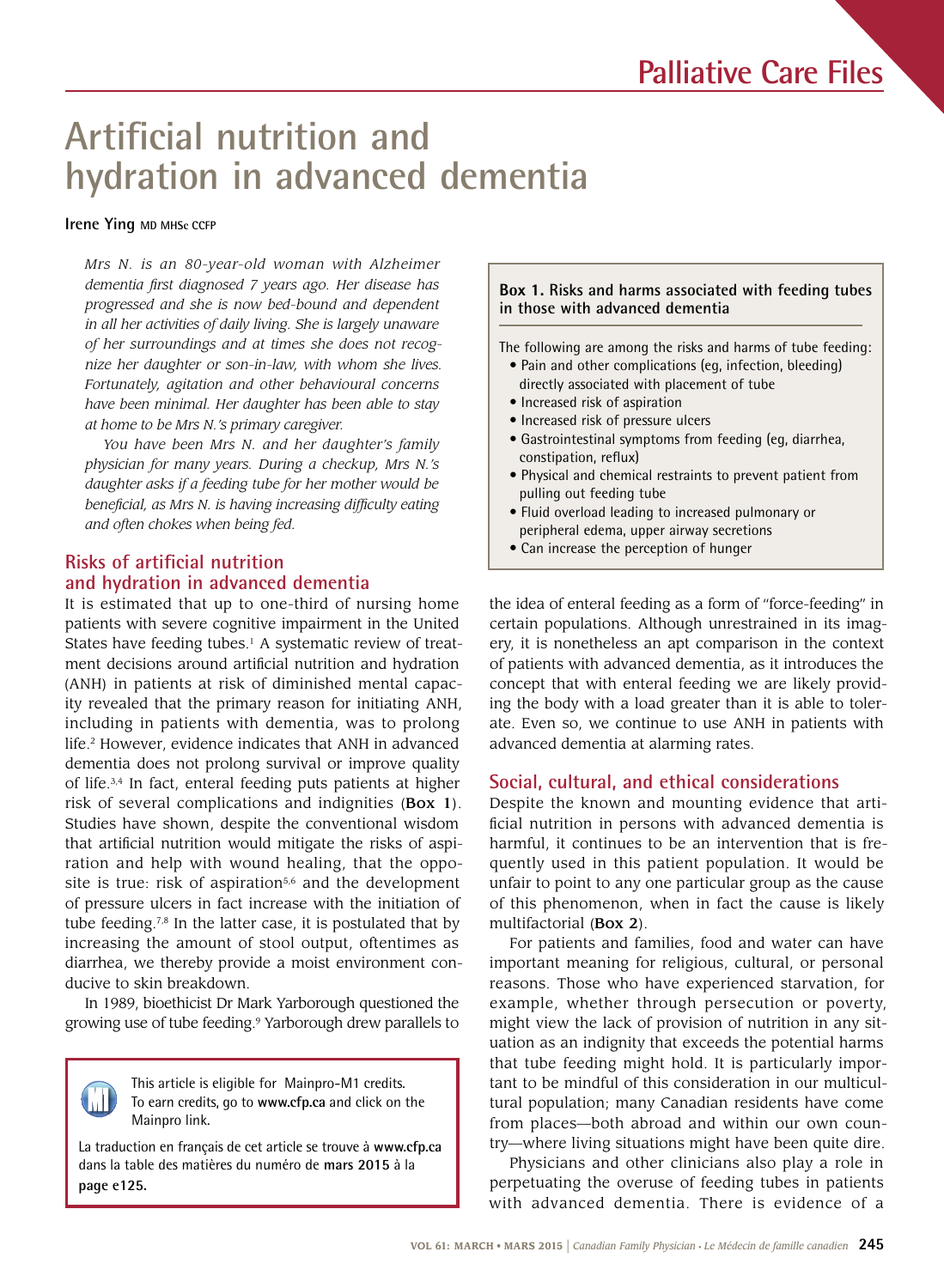# Artificial nutrition and hydration in advanced dementia

**Irene Ying** MD MHSc CCFP

*Mrs N. is an 80-year-old woman with Alzheimer dementia first diagnosed 7 years ago. Her disease has progressed and she is now bed-bound and dependent in all her activities of daily living. She is largely unaware of her surroundings and at times she does not recognize her daughter or son-in-law, with whom she lives. Fortunately, agitation and other behavioural concerns have been minimal. Her daughter has been able to stay at home to be Mrs N.'s primary caregiver.*

*You have been Mrs N. and her daughter's family physician for many years. During a checkup, Mrs N.'s daughter asks if a feeding tube for her mother would be beneficial, as Mrs N. is having increasing difficulty eating and often chokes when being fed.*

## Risks of artificial nutrition and hydration in advanced dementia

It is estimated that up to one-third of nursing home patients with severe cognitive impairment in the United States have feeding tubes.[1] A systematic review of treatment decisions around artificial nutrition and hydration (ANH) in patients at risk of diminished mental capacity revealed that the primary reason for initiating ANH, including in patients with dementia, was to prolong life.[2] However, evidence indicates that ANH in advanced dementia does not prolong survival or improve quality of life.[3,4] In fact, enteral feeding puts patients at higher risk of several complications and indignities (**Box 1**). Studies have shown, despite the conventional wisdom that artificial nutrition would mitigate the risks of aspiration and help with wound healing, that the opposite is true: risk of aspiration[5,6] and the development of pressure ulcers in fact increase with the initiation of tube feeding.[7,8] In the latter case, it is postulated that by increasing the amount of stool output, oftentimes as diarrhea, we thereby provide a moist environment conducive to skin breakdown.

In 1989, bioethicist Dr Mark Yarborough questioned the growing use of tube feeding.[9] Yarborough drew parallels to the idea of enteral feeding as a form of "force-feeding" in certain populations. Although unrestrained in its imagery, it is nonetheless an apt comparison in the context of patients with advanced dementia, as it introduces the concept that with enteral feeding we are likely providing the body with a load greater than it is able to tolerate. Even so, we continue to use ANH in patients with advanced dementia at alarming rates.

> **Box 1. Risks and harms associated with feeding tubes in those with advanced dementia**
>
> The following are among the risks and harms of tube feeding:
> - Pain and other complications (eg, infection, bleeding) directly associated with placement of tube
> - Increased risk of aspiration
> - Increased risk of pressure ulcers
> - Gastrointestinal symptoms from feeding (eg, diarrhea, constipation, reflux)
> - Physical and chemical restraints to prevent patient from pulling out feeding tube
> - Fluid overload leading to increased pulmonary or peripheral edema, upper airway secretions
> - Can increase the perception of hunger

> This article is eligible for Mainpro-M1 credits. To earn credits, go to **www.cfp.ca** and click on the Mainpro link.
>
> La traduction en français de cet article se trouve à **www.cfp.ca** dans la table des matières du numéro de **mars 2015** à la **page e125.**

## Social, cultural, and ethical considerations

Despite the known and mounting evidence that artificial nutrition in persons with advanced dementia is harmful, it continues to be an intervention that is frequently used in this patient population. It would be unfair to point to any one particular group as the cause of this phenomenon, when in fact the cause is likely multifactorial (**Box 2**).

For patients and families, food and water can have important meaning for religious, cultural, or personal reasons. Those who have experienced starvation, for example, whether through persecution or poverty, might view the lack of provision of nutrition in any situation as an indignity that exceeds the potential harms that tube feeding might hold. It is particularly important to be mindful of this consideration in our multicultural population; many Canadian residents have come from places—both abroad and within our own country—where living situations might have been quite dire.

Physicians and other clinicians also play a role in perpetuating the overuse of feeding tubes in patients with advanced dementia. There is evidence of a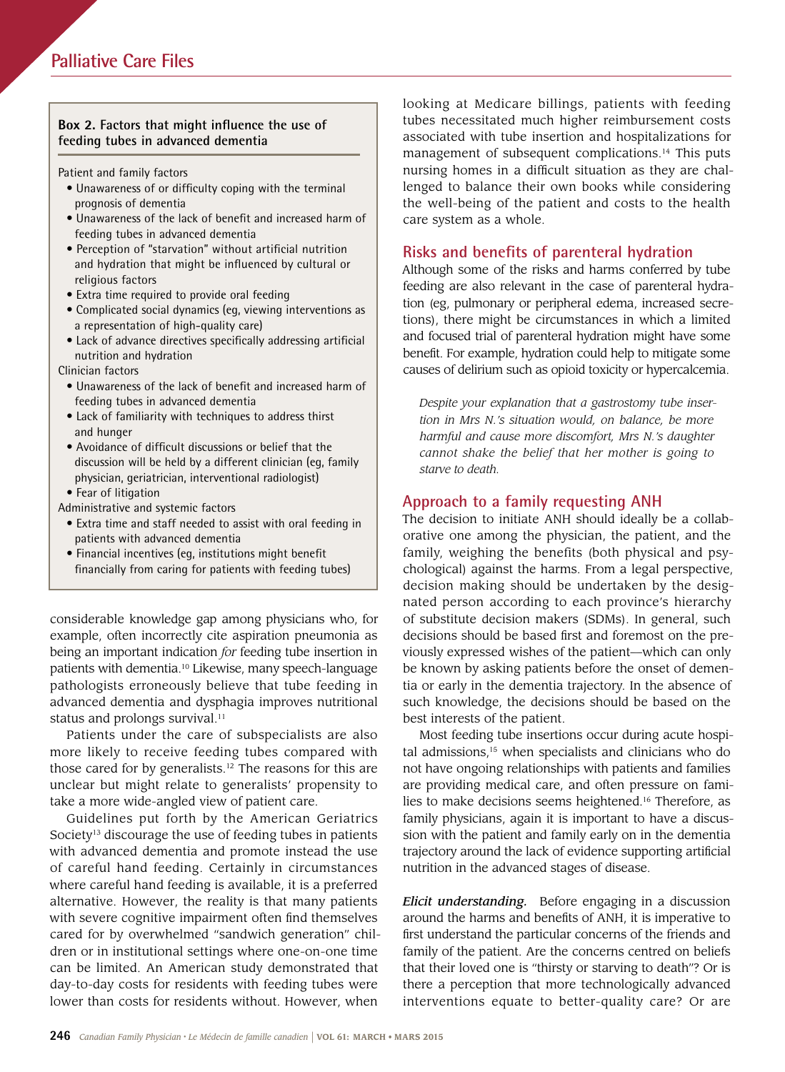**Box 2. Factors that might influence the use of feeding tubes in advanced dementia**

Patient and family factors

- Unawareness of or difficulty coping with the terminal prognosis of dementia
- Unawareness of the lack of benefit and increased harm of feeding tubes in advanced dementia
- Perception of "starvation" without artificial nutrition and hydration that might be influenced by cultural or religious factors
- Extra time required to provide oral feeding
- Complicated social dynamics (eg, viewing interventions as a representation of high-quality care)
- Lack of advance directives specifically addressing artificial nutrition and hydration

Clinician factors

- Unawareness of the lack of benefit and increased harm of feeding tubes in advanced dementia
- Lack of familiarity with techniques to address thirst and hunger
- Avoidance of difficult discussions or belief that the discussion will be held by a different clinician (eg, family physician, geriatrician, interventional radiologist)
- Fear of litigation

Administrative and systemic factors

- Extra time and staff needed to assist with oral feeding in patients with advanced dementia
- Financial incentives (eg, institutions might benefit financially from caring for patients with feeding tubes)

considerable knowledge gap among physicians who, for example, often incorrectly cite aspiration pneumonia as being an important indication *for* feeding tube insertion in patients with dementia.[10] Likewise, many speech-language pathologists erroneously believe that tube feeding in advanced dementia and dysphagia improves nutritional status and prolongs survival.[11]

Patients under the care of subspecialists are also more likely to receive feeding tubes compared with those cared for by generalists.[12] The reasons for this are unclear but might relate to generalists' propensity to take a more wide-angled view of patient care.

Guidelines put forth by the American Geriatrics Society[13] discourage the use of feeding tubes in patients with advanced dementia and promote instead the use of careful hand feeding. Certainly in circumstances where careful hand feeding is available, it is a preferred alternative. However, the reality is that many patients with severe cognitive impairment often find themselves cared for by overwhelmed "sandwich generation" children or in institutional settings where one-on-one time can be limited. An American study demonstrated that day-to-day costs for residents with feeding tubes were lower than costs for residents without. However, when looking at Medicare billings, patients with feeding tubes necessitated much higher reimbursement costs associated with tube insertion and hospitalizations for management of subsequent complications.[14] This puts nursing homes in a difficult situation as they are challenged to balance their own books while considering the well-being of the patient and costs to the health care system as a whole.

## Risks and benefits of parenteral hydration

Although some of the risks and harms conferred by tube feeding are also relevant in the case of parenteral hydration (eg, pulmonary or peripheral edema, increased secretions), there might be circumstances in which a limited and focused trial of parenteral hydration might have some benefit. For example, hydration could help to mitigate some causes of delirium such as opioid toxicity or hypercalcemia.

*Despite your explanation that a gastrostomy tube insertion in Mrs N.'s situation would, on balance, be more harmful and cause more discomfort, Mrs N.'s daughter cannot shake the belief that her mother is going to starve to death.*

## Approach to a family requesting ANH

The decision to initiate ANH should ideally be a collaborative one among the physician, the patient, and the family, weighing the benefits (both physical and psychological) against the harms. From a legal perspective, decision making should be undertaken by the designated person according to each province's hierarchy of substitute decision makers (SDMs). In general, such decisions should be based first and foremost on the previously expressed wishes of the patient—which can only be known by asking patients before the onset of dementia or early in the dementia trajectory. In the absence of such knowledge, the decisions should be based on the best interests of the patient.

Most feeding tube insertions occur during acute hospital admissions,[15] when specialists and clinicians who do not have ongoing relationships with patients and families are providing medical care, and often pressure on families to make decisions seems heightened.[16] Therefore, as family physicians, again it is important to have a discussion with the patient and family early on in the dementia trajectory around the lack of evidence supporting artificial nutrition in the advanced stages of disease.

***Elicit understanding.*** Before engaging in a discussion around the harms and benefits of ANH, it is imperative to first understand the particular concerns of the friends and family of the patient. Are the concerns centred on beliefs that their loved one is "thirsty or starving to death"? Or is there a perception that more technologically advanced interventions equate to better-quality care? Or are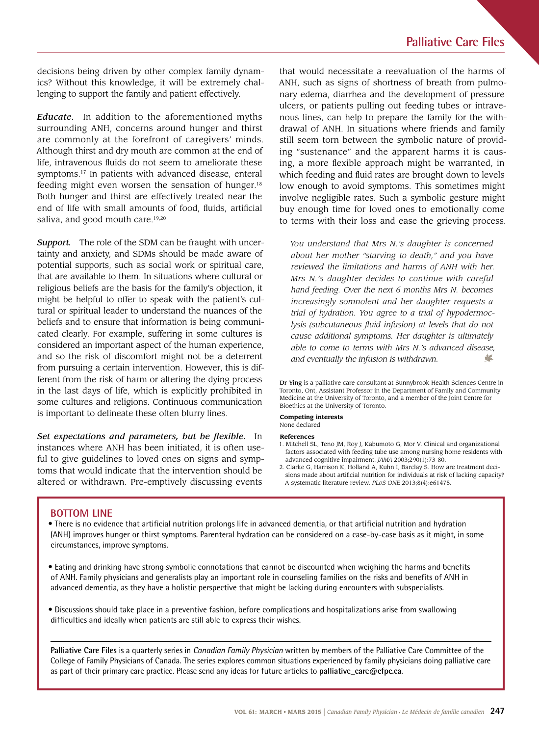decisions being driven by other complex family dynamics? Without this knowledge, it will be extremely challenging to support the family and patient effectively.

***Educate.*** In addition to the aforementioned myths surrounding ANH, concerns around hunger and thirst are commonly at the forefront of caregivers' minds. Although thirst and dry mouth are common at the end of life, intravenous fluids do not seem to ameliorate these symptoms.[17] In patients with advanced disease, enteral feeding might even worsen the sensation of hunger.[18] Both hunger and thirst are effectively treated near the end of life with small amounts of food, fluids, artificial saliva, and good mouth care.[19,20]

***Support.*** The role of the SDM can be fraught with uncertainty and anxiety, and SDMs should be made aware of potential supports, such as social work or spiritual care, that are available to them. In situations where cultural or religious beliefs are the basis for the family's objection, it might be helpful to offer to speak with the patient's cultural or spiritual leader to understand the nuances of the beliefs and to ensure that information is being communicated clearly. For example, suffering in some cultures is considered an important aspect of the human experience, and so the risk of discomfort might not be a deterrent from pursuing a certain intervention. However, this is different from the risk of harm or altering the dying process in the last days of life, which is explicitly prohibited in some cultures and religions. Continuous communication is important to delineate these often blurry lines.

***Set expectations and parameters, but be flexible.*** In instances where ANH has been initiated, it is often useful to give guidelines to loved ones on signs and symptoms that would indicate that the intervention should be altered or withdrawn. Pre-emptively discussing events that would necessitate a reevaluation of the harms of ANH, such as signs of shortness of breath from pulmonary edema, diarrhea and the development of pressure ulcers, or patients pulling out feeding tubes or intravenous lines, can help to prepare the family for the withdrawal of ANH. In situations where friends and family still seem torn between the symbolic nature of providing "sustenance" and the apparent harms it is causing, a more flexible approach might be warranted, in which feeding and fluid rates are brought down to levels low enough to avoid symptoms. This sometimes might involve negligible rates. Such a symbolic gesture might buy enough time for loved ones to emotionally come to terms with their loss and ease the grieving process.

*You understand that Mrs N.'s daughter is concerned about her mother "starving to death," and you have reviewed the limitations and harms of ANH with her. Mrs N.'s daughter decides to continue with careful hand feeding. Over the next 6 months Mrs N. becomes increasingly somnolent and her daughter requests a trial of hydration. You agree to a trial of hypodermoclysis (subcutaneous fluid infusion) at levels that do not cause additional symptoms. Her daughter is ultimately able to come to terms with Mrs N.'s advanced disease, and eventually the infusion is withdrawn.*

**Dr Ying** is a palliative care consultant at Sunnybrook Health Sciences Centre in Toronto, Ont, Assistant Professor in the Department of Family and Community Medicine at the University of Toronto, and a member of the Joint Centre for Bioethics at the University of Toronto.

**Competing interests**

None declared

**References**

1. Mitchell SL, Teno JM, Roy J, Kabumoto G, Mor V. Clinical and organizational factors associated with feeding tube use among nursing home residents with advanced cognitive impairment. *JAMA* 2003;290(1):73-80.
2. Clarke G, Harrison K, Holland A, Kuhn I, Barclay S. How are treatment decisions made about artificial nutrition for individuals at risk of lacking capacity? A systematic literature review. *PLoS ONE* 2013;8(4):e61475.

## BOTTOM LINE

- There is no evidence that artificial nutrition prolongs life in advanced dementia, or that artificial nutrition and hydration (ANH) improves hunger or thirst symptoms. Parenteral hydration can be considered on a case-by-case basis as it might, in some circumstances, improve symptoms.
- Eating and drinking have strong symbolic connotations that cannot be discounted when weighing the harms and benefits of ANH. Family physicians and generalists play an important role in counseling families on the risks and benefits of ANH in advanced dementia, as they have a holistic perspective that might be lacking during encounters with subspecialists.
- Discussions should take place in a preventive fashion, before complications and hospitalizations arise from swallowing difficulties and ideally when patients are still able to express their wishes.

**Palliative Care Files** is a quarterly series in *Canadian Family Physician* written by members of the Palliative Care Committee of the College of Family Physicians of Canada. The series explores common situations experienced by family physicians doing palliative care as part of their primary care practice. Please send any ideas for future articles to **palliative_care@cfpc.ca**.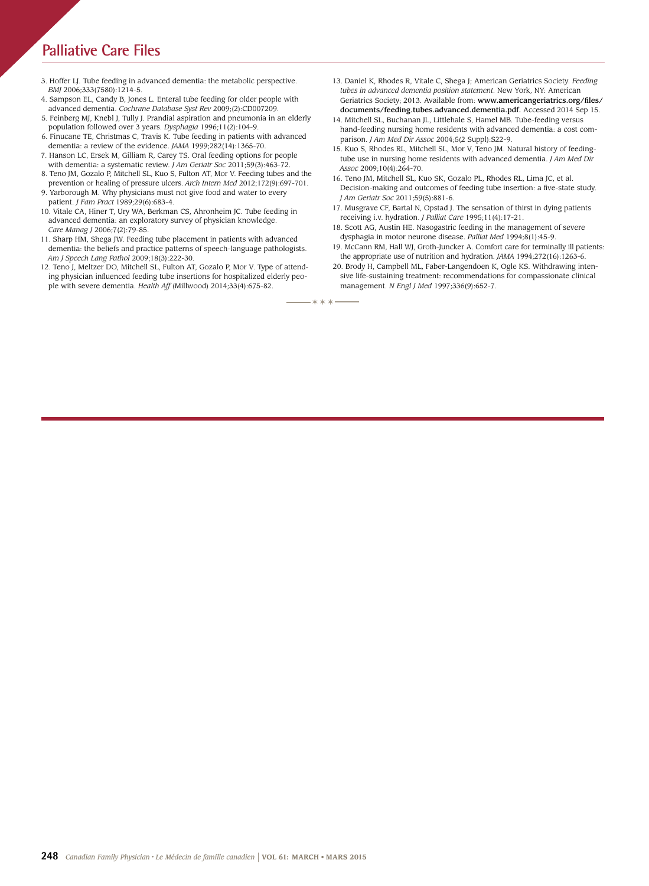3. Hoffer LJ. Tube feeding in advanced dementia: the metabolic perspective. *BMJ* 2006;333(7580):1214-5.
4. Sampson EL, Candy B, Jones L. Enteral tube feeding for older people with advanced dementia. *Cochrane Database Syst Rev* 2009;(2):CD007209.
5. Feinberg MJ, Knebl J, Tully J. Prandial aspiration and pneumonia in an elderly population followed over 3 years. *Dysphagia* 1996;11(2):104-9.
6. Finucane TE, Christmas C, Travis K. Tube feeding in patients with advanced dementia: a review of the evidence. *JAMA* 1999;282(14):1365-70.
7. Hanson LC, Ersek M, Gilliam R, Carey TS. Oral feeding options for people with dementia: a systematic review. *J Am Geriatr Soc* 2011;59(3):463-72.
8. Teno JM, Gozalo P, Mitchell SL, Kuo S, Fulton AT, Mor V. Feeding tubes and the prevention or healing of pressure ulcers. *Arch Intern Med* 2012;172(9):697-701.
9. Yarborough M. Why physicians must not give food and water to every patient. *J Fam Pract* 1989;29(6):683-4.
10. Vitale CA, Hiner T, Ury WA, Berkman CS, Ahronheim JC. Tube feeding in advanced dementia: an exploratory survey of physician knowledge. *Care Manag J* 2006;7(2):79-85.
11. Sharp HM, Shega JW. Feeding tube placement in patients with advanced dementia: the beliefs and practice patterns of speech-language pathologists. *Am J Speech Lang Pathol* 2009;18(3):222-30.
12. Teno J, Meltzer DO, Mitchell SL, Fulton AT, Gozalo P, Mor V. Type of attending physician influenced feeding tube insertions for hospitalized elderly people with severe dementia. *Health Aff* (Millwood) 2014;33(4):675-82.
13. Daniel K, Rhodes R, Vitale C, Shega J; American Geriatrics Society. *Feeding tubes in advanced dementia position statement*. New York, NY: American Geriatrics Society; 2013. Available from: **www.americangeriatrics.org/files/documents/feeding.tubes.advanced.dementia.pdf.** Accessed 2014 Sep 15.
14. Mitchell SL, Buchanan JL, Littlehale S, Hamel MB. Tube-feeding versus hand-feeding nursing home residents with advanced dementia: a cost comparison. *J Am Med Dir Assoc* 2004;5(2 Suppl):S22-9.
15. Kuo S, Rhodes RL, Mitchell SL, Mor V, Teno JM. Natural history of feeding-tube use in nursing home residents with advanced dementia. *J Am Med Dir Assoc* 2009;10(4):264-70.
16. Teno JM, Mitchell SL, Kuo SK, Gozalo PL, Rhodes RL, Lima JC, et al. Decision-making and outcomes of feeding tube insertion: a five-state study. *J Am Geriatr Soc* 2011;59(5):881-6.
17. Musgrave CF, Bartal N, Opstad J. The sensation of thirst in dying patients receiving i.v. hydration. *J Palliat Care* 1995;11(4):17-21.
18. Scott AG, Austin HE. Nasogastric feeding in the management of severe dysphagia in motor neurone disease. *Palliat Med* 1994;8(1):45-9.
19. McCann RM, Hall WJ, Groth-Juncker A. Comfort care for terminally ill patients: the appropriate use of nutrition and hydration. *JAMA* 1994;272(16):1263-6.
20. Brody H, Campbell ML, Faber-Langendoen K, Ogle KS. Withdrawing intensive life-sustaining treatment: recommendations for compassionate clinical management. *N Engl J Med* 1997;336(9):652-7.

* * *